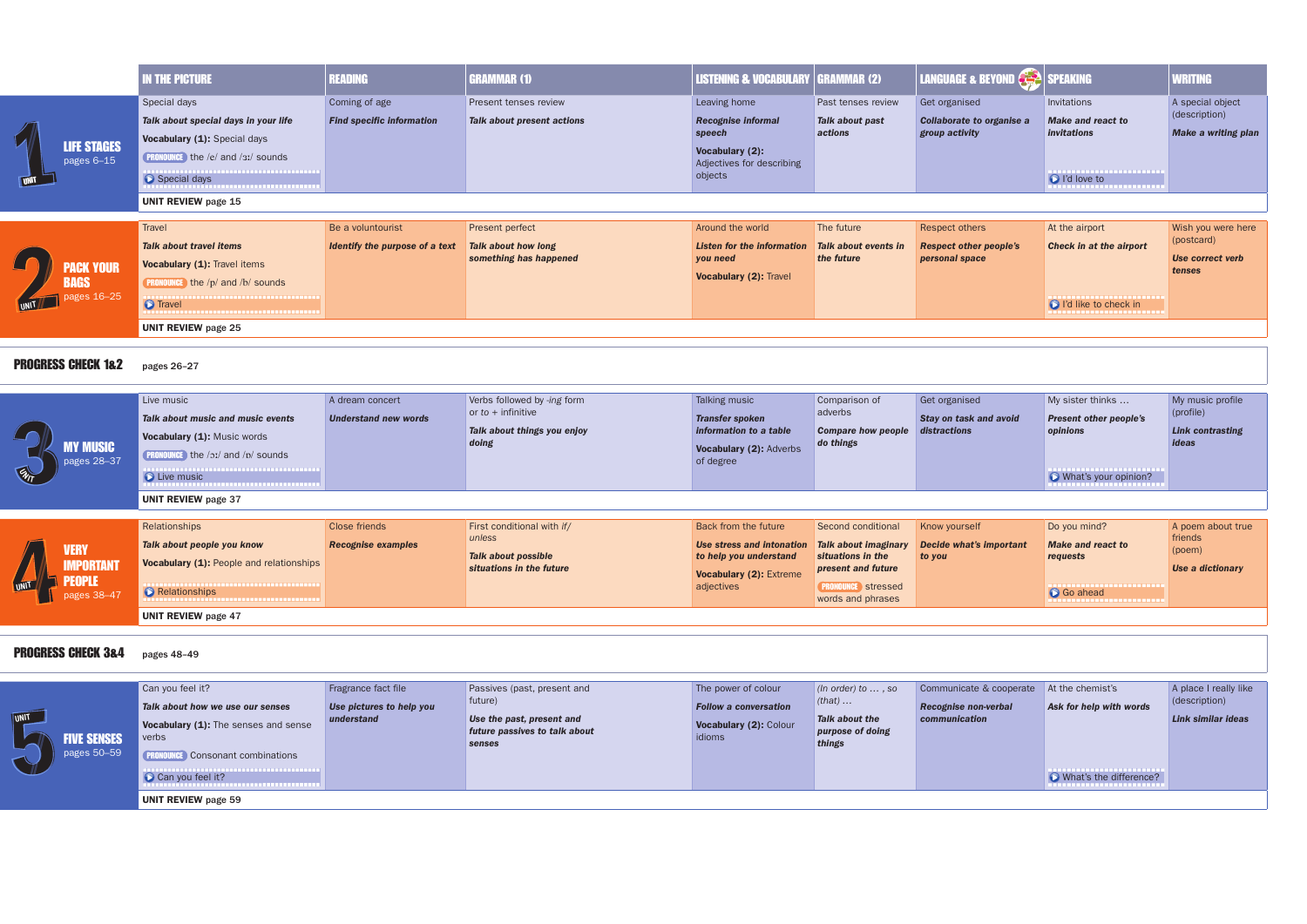| | IN THE PICTURE | READING | GRAMMAR (1) | LISTENING & VOCABULARY | GRAMMAR (2) | LANGUAGE & BEYOND | SPEAKING | WRITING |
|---|---|---|---|---|---|---|---|---|
| **UNIT 1 LIFE STAGES** pages 6–15 | Special days<br>***Talk about special days in your life***<br>**Vocabulary (1):** Special days<br>PRONOUNCE the /e/ and /ɜː/ sounds<br>Special days | Coming of age<br>***Find specific information*** | Present tenses review<br>***Talk about present actions*** | Leaving home<br>***Recognise informal speech***<br>**Vocabulary (2):** Adjectives for describing objects | Past tenses review<br>***Talk about past actions*** | Get organised<br>***Collaborate to organise a group activity*** | Invitations<br>***Make and react to invitations***<br>I'd love to | A special object (description)<br>***Make a writing plan*** |
| | **UNIT REVIEW page 15** | | | | | | | |
| **UNIT 2 PACK YOUR BAGS** pages 16–25 | Travel<br>***Talk about travel items***<br>**Vocabulary (1):** Travel items<br>PRONOUNCE the /p/ and /b/ sounds<br>Travel | Be a voluntourist<br>***Identify the purpose of a text*** | Present perfect<br>***Talk about how long something has happened*** | Around the world<br>***Listen for the information you need***<br>**Vocabulary (2):** Travel | The future<br>***Talk about events in the future*** | Respect others<br>***Respect other people's personal space*** | At the airport<br>***Check in at the airport***<br>I'd like to check in | Wish you were here (postcard)<br>***Use correct verb tenses*** |
| | **UNIT REVIEW page 25** | | | | | | | |
| **PROGRESS CHECK 1&2** | pages 26–27 | | | | | | | |
| **UNIT 3 MY MUSIC** pages 28–37 | Live music<br>***Talk about music and music events***<br>**Vocabulary (1):** Music words<br>PRONOUNCE the /ɔː/ and /ɒ/ sounds<br>Live music | A dream concert<br>***Understand new words*** | Verbs followed by *-ing* form or *to* + infinitive<br>***Talk about things you enjoy doing*** | Talking music<br>***Transfer spoken information to a table***<br>**Vocabulary (2):** Adverbs of degree | Comparison of adverbs<br>***Compare how people do things*** | Get organised<br>***Stay on task and avoid distractions*** | My sister thinks …<br>***Present other people's opinions***<br>What's your opinion? | My music profile (profile)<br>***Link contrasting ideas*** |
| | **UNIT REVIEW page 37** | | | | | | | |
| **UNIT 4 VERY IMPORTANT PEOPLE** pages 38–47 | Relationships<br>***Talk about people you know***<br>**Vocabulary (1):** People and relationships<br>Relationships | Close friends<br>***Recognise examples*** | First conditional with *if/ unless*<br>***Talk about possible situations in the future*** | Back from the future<br>***Use stress and intonation to help you understand***<br>**Vocabulary (2):** Extreme adjectives | Second conditional<br>***Talk about imaginary situations in the present and future***<br>PRONOUNCE stressed words and phrases | Know yourself<br>***Decide what's important to you*** | Do you mind?<br>***Make and react to requests***<br>Go ahead | A poem about true friends (poem)<br>***Use a dictionary*** |
| | **UNIT REVIEW page 47** | | | | | | | |
| **PROGRESS CHECK 3&4** | pages 48–49 | | | | | | | |
| **UNIT 5 FIVE SENSES** pages 50–59 | Can you feel it?<br>***Talk about how we use our senses***<br>**Vocabulary (1):** The senses and sense verbs<br>PRONOUNCE Consonant combinations<br>Can you feel it? | Fragrance fact file<br>***Use pictures to help you understand*** | Passives (past, present and future)<br>***Use the past, present and future passives to talk about senses*** | The power of colour<br>***Follow a conversation***<br>**Vocabulary (2):** Colour idioms | *(In order) to … , so (that) …*<br>***Talk about the purpose of doing things*** | Communicate & cooperate<br>***Recognise non-verbal communication*** | At the chemist's<br>***Ask for help with words***<br>What's the difference? | A place I really like (description)<br>***Link similar ideas*** |
| | **UNIT REVIEW page 59** | | | | | | | |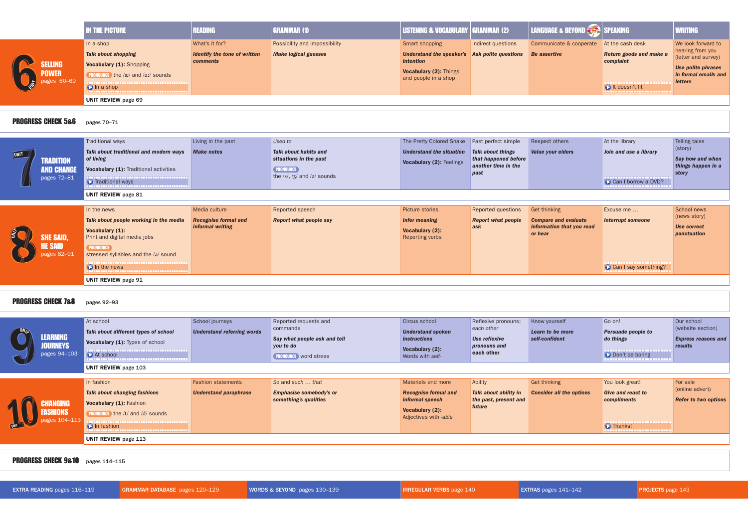| | IN THE PICTURE | READING | GRAMMAR (1) | LISTENING & VOCABULARY | GRAMMAR (2) | LANGUAGE & BEYOND | SPEAKING | WRITING |
|---|---|---|---|---|---|---|---|---|
| **UNIT 6 SELLING POWER** pages 60–69 | In a shop<br>***Talk about shopping***<br>**Vocabulary (1):** Shopping<br>PRONOUNCE the /æ/ and /ɑː/ sounds<br>In a shop | What's it for?<br>***Identify the tone of written comments*** | Possibility and impossibility<br>***Make logical guesses*** | Smart shopping<br>***Understand the speaker's intention***<br>**Vocabulary (2):** Things and people in a shop | Indirect questions<br>***Ask polite questions*** | Communicate & cooperate<br>***Be assertive*** | At the cash desk<br>***Return goods and make a complaint***<br>It doesn't fit | We look forward to hearing from you (letter and survey)<br>***Use polite phrases in formal emails and letters*** |
| | **UNIT REVIEW** page 69 | | | | | | | |
| **PROGRESS CHECK 5&6** | pages 70–71 | | | | | | | |
| **UNIT 7 TRADITION AND CHANGE** pages 72–81 | Traditional ways<br>***Talk about traditional and modern ways of living***<br>**Vocabulary (1):** Traditional activities<br>Traditional ways | Living in the past<br>***Make notes*** | *Used to*<br>***Talk about habits and situations in the past***<br>PRONOUNCE the /s/, /ʒ/ and /z/ sounds | The Pretty Colored Snake<br>***Understand the situation***<br>**Vocabulary (2):** Feelings | Past perfect simple<br>***Talk about things that happened before another time in the past*** | Respect others<br>***Value your elders*** | At the library<br>***Join and use a library***<br>Can I borrow a DVD? | Telling tales (story)<br>***Say how and when things happen in a story*** |
| | **UNIT REVIEW** page 81 | | | | | | | |
| **UNIT 8 SHE SAID, HE SAID** pages 82–91 | In the news<br>***Talk about people working in the media***<br>**Vocabulary (1):** Print and digital media jobs<br>PRONOUNCE stressed syllables and the /ə/ sound<br>In the news | Media culture<br>***Recognise formal and informal writing*** | Reported speech<br>***Report what people say*** | Picture stories<br>***Infer meaning***<br>**Vocabulary (2):** Reporting verbs | Reported questions<br>***Report what people ask*** | Get thinking<br>***Compare and evaluate information that you read or hear*** | Excuse me …<br>***Interrupt someone***<br>Can I say something? | School news (news story)<br>***Use correct punctuation*** |
| | **UNIT REVIEW** page 91 | | | | | | | |
| **PROGRESS CHECK 7&8** | pages 92–93 | | | | | | | |
| **UNIT 9 LEARNING JOURNEYS** pages 94–103 | At school<br>***Talk about different types of school***<br>**Vocabulary (1):** Types of school<br>At school | School journeys<br>***Understand referring words*** | Reported requests and commands<br>***Say what people ask and tell you to do***<br>PRONOUNCE word stress | Circus school<br>***Understand spoken instructions***<br>**Vocabulary (2):** Words with *self-* | Reflexive pronouns; *each other*<br>***Use reflexive pronouns and each other*** | Know yourself<br>***Learn to be more self-confident*** | Go on!<br>***Persuade people to do things***<br>Don't be boring | Our school (website section)<br>***Express reasons and results*** |
| | **UNIT REVIEW** page 103 | | | | | | | |
| **UNIT 10 CHANGING FASHIONS** pages 104–113 | In fashion<br>***Talk about changing fashions***<br>**Vocabulary (1):** Fashion<br>PRONOUNCE the /t/ and /d/ sounds<br>In fashion | Fashion statements<br>***Understand paraphrase*** | *So* and *such* … *that*<br>***Emphasise somebody's or something's qualities*** | Materials and more<br>***Recognise formal and informal speech***<br>**Vocabulary (2):** Adjectives with *-able* | Ability<br>***Talk about ability in the past, present and future*** | Get thinking<br>***Consider all the options*** | You look great!<br>***Give and react to compliments***<br>Thanks! | For sale (online advert)<br>***Refer to two options*** |
| | **UNIT REVIEW** page 113 | | | | | | | |
| **PROGRESS CHECK 9&10** | pages 114–115 | | | | | | | |

**EXTRA READING** pages 116–119 | **GRAMMAR DATABASE** pages 120–129 | **WORDS & BEYOND** pages 130–139 | **IRREGULAR VERBS** page 140 | **EXTRAS** pages 141–142 | **PROJECTS** page 143